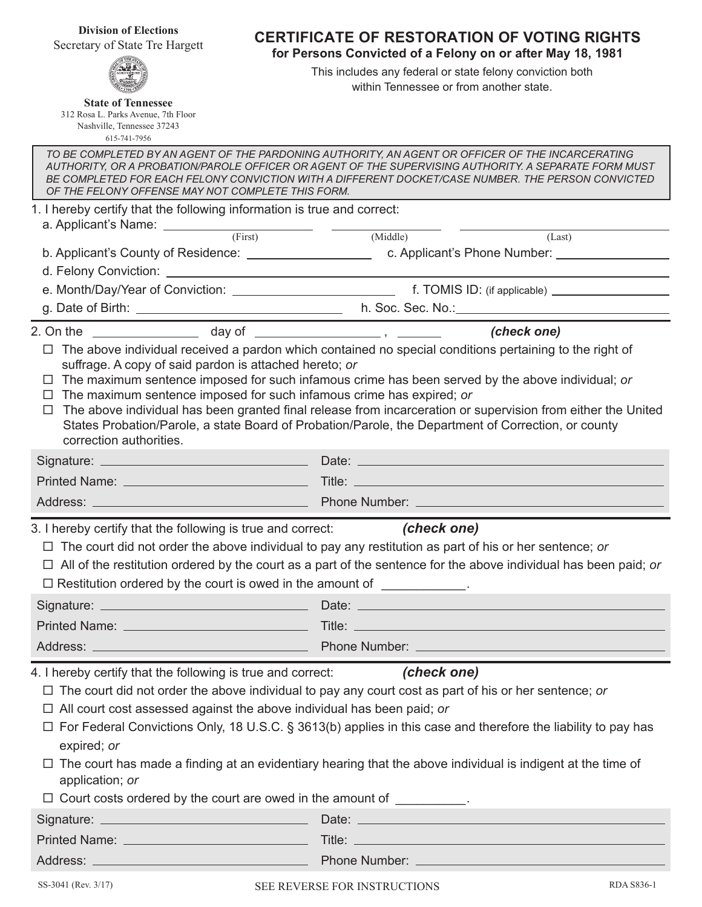**Division of Elections**
Secretary of State Tre Hargett

**State of Tennessee**
312 Rosa L. Parks Avenue, 7th Floor
Nashville, Tennessee 37243
615-741-7956

# CERTIFICATE OF RESTORATION OF VOTING RIGHTS

## for Persons Convicted of a Felony on or after May 18, 1981

This includes any federal or state felony conviction both within Tennessee or from another state.

*TO BE COMPLETED BY AN AGENT OF THE PARDONING AUTHORITY, AN AGENT OR OFFICER OF THE INCARCERATING AUTHORITY, OR A PROBATION/PAROLE OFFICER OR AGENT OF THE SUPERVISING AUTHORITY. A SEPARATE FORM MUST BE COMPLETED FOR EACH FELONY CONVICTION WITH A DIFFERENT DOCKET/CASE NUMBER. THE PERSON CONVICTED OF THE FELONY OFFENSE MAY NOT COMPLETE THIS FORM.*

1. I hereby certify that the following information is true and correct:

a. Applicant's Name: ____________ (First) ____________ (Middle) ____________ (Last)

b. Applicant's County of Residence: ____________ c. Applicant's Phone Number: ____________

d. Felony Conviction: ____________

e. Month/Day/Year of Conviction: ____________ f. TOMIS ID: (if applicable) ____________

g. Date of Birth: ____________ h. Soc. Sec. No.:____________

2. On the ____________ day of ____________ , ________ ***(check one)***

☐ The above individual received a pardon which contained no special conditions pertaining to the right of suffrage. A copy of said pardon is attached hereto; *or*

☐ The maximum sentence imposed for such infamous crime has been served by the above individual; *or*

☐ The maximum sentence imposed for such infamous crime has expired; *or*

☐ The above individual has been granted final release from incarceration or supervision from either the United States Probation/Parole, a state Board of Probation/Parole, the Department of Correction, or county correction authorities.

Signature: ____________ Date: ____________

Printed Name: ____________ Title: ____________

Address: ____________ Phone Number: ____________

3. I hereby certify that the following is true and correct: ***(check one)***

☐ The court did not order the above individual to pay any restitution as part of his or her sentence; *or*

☐ All of the restitution ordered by the court as a part of the sentence for the above individual has been paid; *or*

☐ Restitution ordered by the court is owed in the amount of ____________.

Signature: ____________ Date: ____________

Printed Name: ____________ Title: ____________

Address: ____________ Phone Number: ____________

4. I hereby certify that the following is true and correct: ***(check one)***

☐ The court did not order the above individual to pay any court cost as part of his or her sentence; *or*

☐ All court cost assessed against the above individual has been paid; *or*

☐ For Federal Convictions Only, 18 U.S.C. § 3613(b) applies in this case and therefore the liability to pay has expired; *or*

☐ The court has made a finding at an evidentiary hearing that the above individual is indigent at the time of application; *or*

☐ Court costs ordered by the court are owed in the amount of __________.

Signature: ____________ Date: ____________

Printed Name: ____________ Title: ____________

Address: ____________ Phone Number: ____________

SS-3041 (Rev. 3/17) SEE REVERSE FOR INSTRUCTIONS RDA S836-1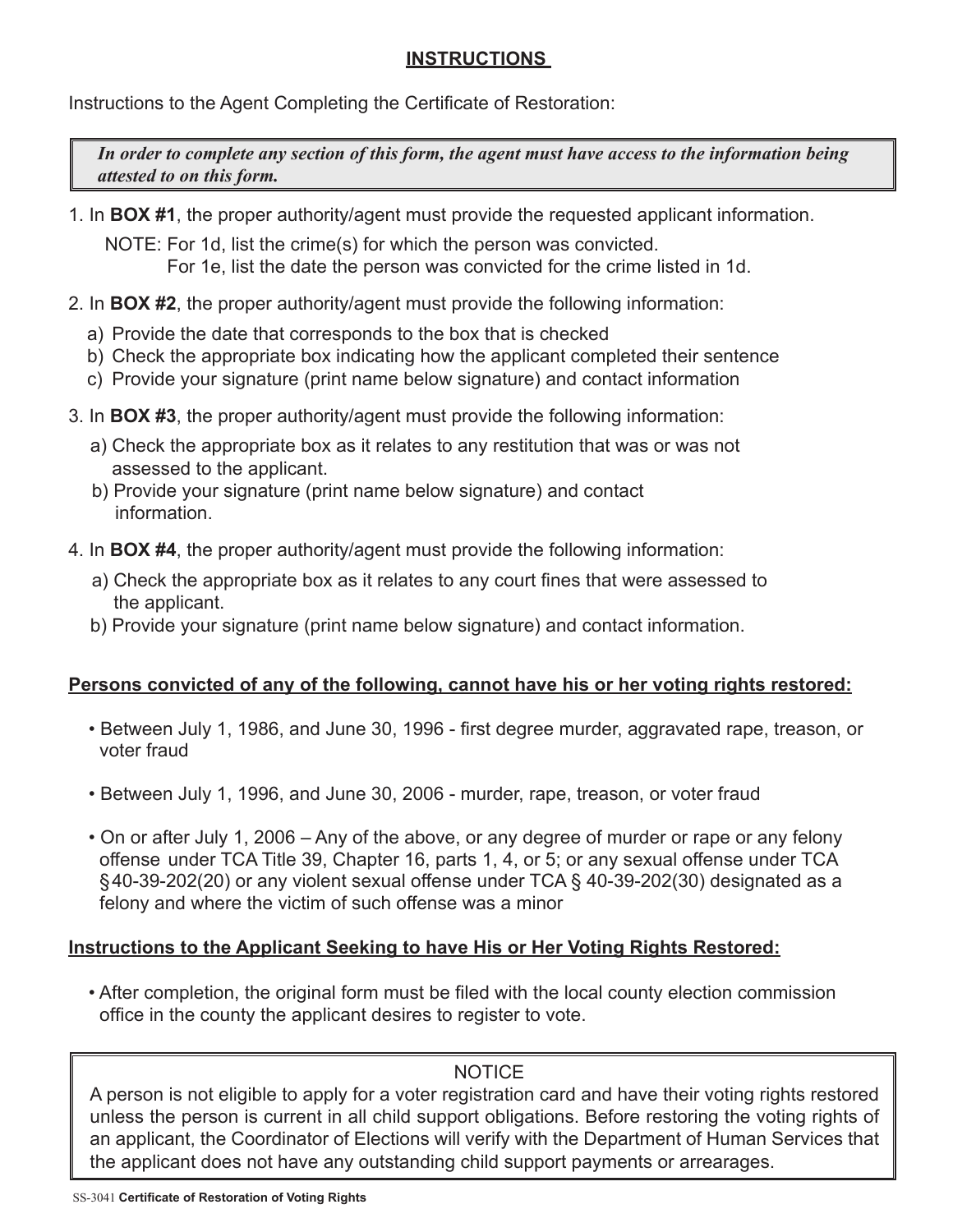## INSTRUCTIONS

Instructions to the Agent Completing the Certificate of Restoration:

> ***In order to complete any section of this form, the agent must have access to the information being attested to on this form.***

1. In **BOX #1**, the proper authority/agent must provide the requested applicant information.

   NOTE: For 1d, list the crime(s) for which the person was convicted.
   For 1e, list the date the person was convicted for the crime listed in 1d.

2. In **BOX #2**, the proper authority/agent must provide the following information:
   a) Provide the date that corresponds to the box that is checked
   b) Check the appropriate box indicating how the applicant completed their sentence
   c) Provide your signature (print name below signature) and contact information

3. In **BOX #3**, the proper authority/agent must provide the following information:
   a) Check the appropriate box as it relates to any restitution that was or was not assessed to the applicant.
   b) Provide your signature (print name below signature) and contact information.

4. In **BOX #4**, the proper authority/agent must provide the following information:
   a) Check the appropriate box as it relates to any court fines that were assessed to the applicant.
   b) Provide your signature (print name below signature) and contact information.

**<u>Persons convicted of any of the following, cannot have his or her voting rights restored:</u>**

- Between July 1, 1986, and June 30, 1996 - first degree murder, aggravated rape, treason, or voter fraud
- Between July 1, 1996, and June 30, 2006 - murder, rape, treason, or voter fraud
- On or after July 1, 2006 – Any of the above, or any degree of murder or rape or any felony offense under TCA Title 39, Chapter 16, parts 1, 4, or 5; or any sexual offense under TCA §40-39-202(20) or any violent sexual offense under TCA § 40-39-202(30) designated as a felony and where the victim of such offense was a minor

**<u>Instructions to the Applicant Seeking to have His or Her Voting Rights Restored:</u>**

- After completion, the original form must be filed with the local county election commission office in the county the applicant desires to register to vote.

> NOTICE
>
> A person is not eligible to apply for a voter registration card and have their voting rights restored unless the person is current in all child support obligations. Before restoring the voting rights of an applicant, the Coordinator of Elections will verify with the Department of Human Services that the applicant does not have any outstanding child support payments or arrearages.

SS-3041 **Certificate of Restoration of Voting Rights**